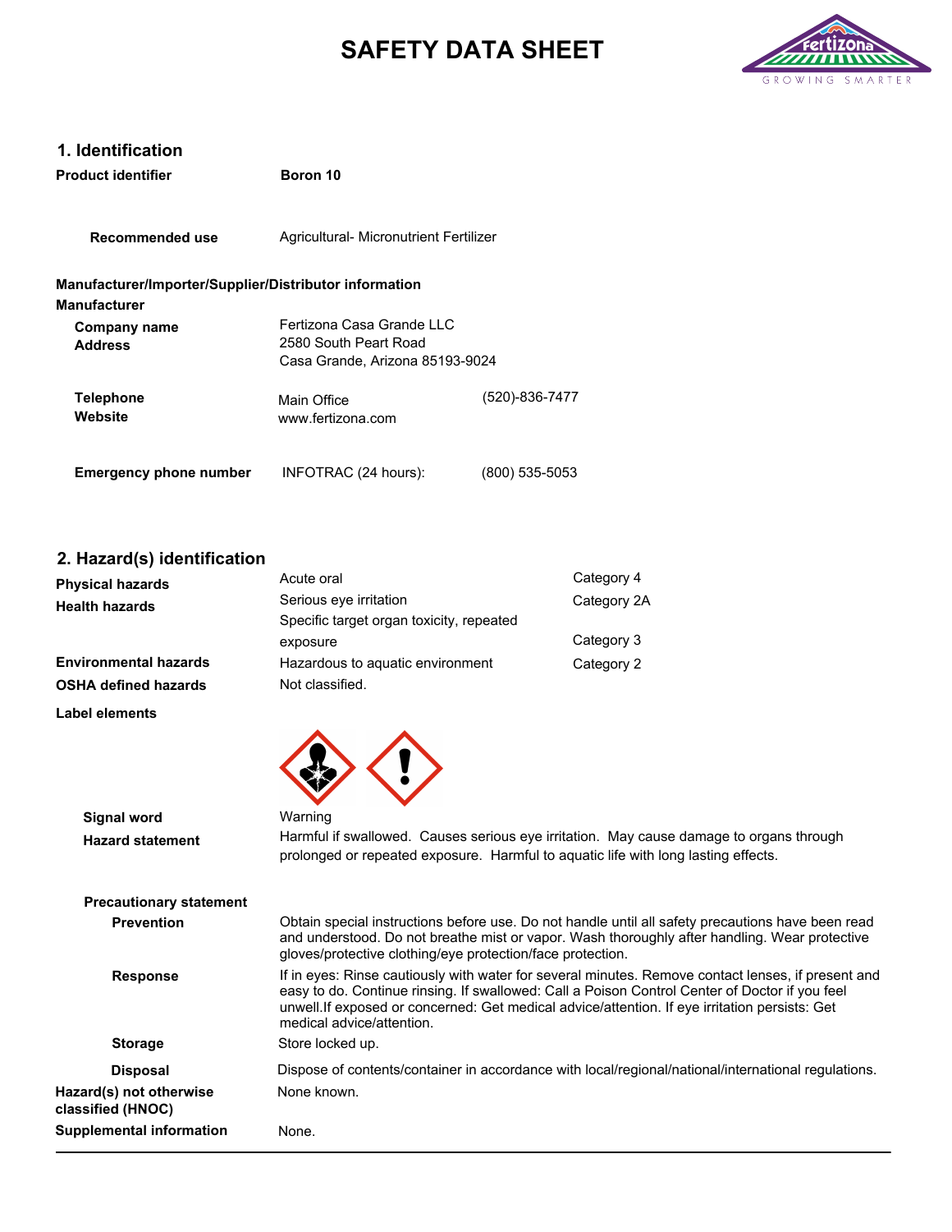# SAFETY DATA SHEET

## 1. Identification

**Product identifier** Boron 10

**Recommended use** Agricultural- Micronutrient Fertilizer

**Manufacturer/Importer/Supplier/Distributor information**

**Manufacturer**

**Company name** Fertizona Casa Grande LLC

**Address** 2580 South Peart Road
Casa Grande, Arizona 85193-9024

**Telephone** Main Office (520)-836-7477

**Website** www.fertizona.com

**Emergency phone number** INFOTRAC (24 hours): (800) 535-5053

## 2. Hazard(s) identification

**Physical hazards**

| | | |
|---|---|---|
| **Health hazards** | Acute oral | Category 4 |
| | Serious eye irritation | Category 2A |
| | Specific target organ toxicity, repeated exposure | Category 3 |
| **Environmental hazards** | Hazardous to aquatic environment | Category 2 |
| **OSHA defined hazards** | Not classified. | |

**Label elements**

**Signal word** Warning

**Hazard statement** Harmful if swallowed. Causes serious eye irritation. May cause damage to organs through prolonged or repeated exposure. Harmful to aquatic life with long lasting effects.

**Precautionary statement**

**Prevention** Obtain special instructions before use. Do not handle until all safety precautions have been read and understood. Do not breathe mist or vapor. Wash thoroughly after handling. Wear protective gloves/protective clothing/eye protection/face protection.

**Response** If in eyes: Rinse cautiously with water for several minutes. Remove contact lenses, if present and easy to do. Continue rinsing. If swallowed: Call a Poison Control Center of Doctor if you feel unwell.If exposed or concerned: Get medical advice/attention. If eye irritation persists: Get medical advice/attention.

**Storage** Store locked up.

**Disposal** Dispose of contents/container in accordance with local/regional/national/international regulations.

**Hazard(s) not otherwise classified (HNOC)** None known.

**Supplemental information** None.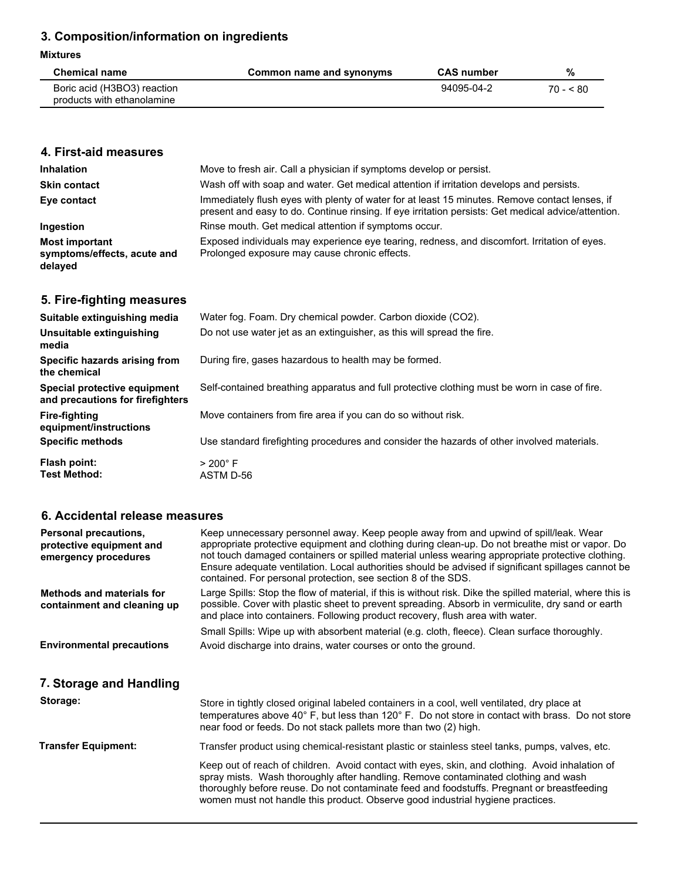## 3. Composition/information on ingredients

**Mixtures**

| Chemical name | Common name and synonyms | CAS number | % |
|---|---|---|---|
| Boric acid ($H_3BO_3$) reaction products with ethanolamine | | 94095-04-2 | 70 - < 80 |

## 4. First-aid measures

**Inhalation**
Move to fresh air. Call a physician if symptoms develop or persist.

**Skin contact**
Wash off with soap and water. Get medical attention if irritation develops and persists.

**Eye contact**
Immediately flush eyes with plenty of water for at least 15 minutes. Remove contact lenses, if present and easy to do. Continue rinsing. If eye irritation persists: Get medical advice/attention.

**Ingestion**
Rinse mouth. Get medical attention if symptoms occur.

**Most important symptoms/effects, acute and delayed**
Exposed individuals may experience eye tearing, redness, and discomfort. Irritation of eyes. Prolonged exposure may cause chronic effects.

## 5. Fire-fighting measures

**Suitable extinguishing media**
Water fog. Foam. Dry chemical powder. Carbon dioxide ($CO_2$).

**Unsuitable extinguishing media**
Do not use water jet as an extinguisher, as this will spread the fire.

**Specific hazards arising from the chemical**
During fire, gases hazardous to health may be formed.

**Special protective equipment and precautions for firefighters**
Self-contained breathing apparatus and full protective clothing must be worn in case of fire.

**Fire-fighting equipment/instructions**
Move containers from fire area if you can do so without risk.

**Specific methods**
Use standard firefighting procedures and consider the hazards of other involved materials.

**Flash point:** > 200° F
**Test Method:** ASTM D-56

## 6. Accidental release measures

**Personal precautions, protective equipment and emergency procedures**
Keep unnecessary personnel away. Keep people away from and upwind of spill/leak. Wear appropriate protective equipment and clothing during clean-up. Do not breathe mist or vapor. Do not touch damaged containers or spilled material unless wearing appropriate protective clothing. Ensure adequate ventilation. Local authorities should be advised if significant spillages cannot be contained. For personal protection, see section 8 of the SDS.

**Methods and materials for containment and cleaning up**
Large Spills: Stop the flow of material, if this is without risk. Dike the spilled material, where this is possible. Cover with plastic sheet to prevent spreading. Absorb in vermiculite, dry sand or earth and place into containers. Following product recovery, flush area with water.

Small Spills: Wipe up with absorbent material (e.g. cloth, fleece). Clean surface thoroughly.

**Environmental precautions**
Avoid discharge into drains, water courses or onto the ground.

## 7. Storage and Handling

**Storage:**
Store in tightly closed original labeled containers in a cool, well ventilated, dry place at temperatures above 40° F, but less than 120° F. Do not store in contact with brass. Do not store near food or feeds. Do not stack pallets more than two (2) high.

**Transfer Equipment:**
Transfer product using chemical-resistant plastic or stainless steel tanks, pumps, valves, etc.

Keep out of reach of children. Avoid contact with eyes, skin, and clothing. Avoid inhalation of spray mists. Wash thoroughly after handling. Remove contaminated clothing and wash thoroughly before reuse. Do not contaminate feed and foodstuffs. Pregnant or breastfeeding women must not handle this product. Observe good industrial hygiene practices.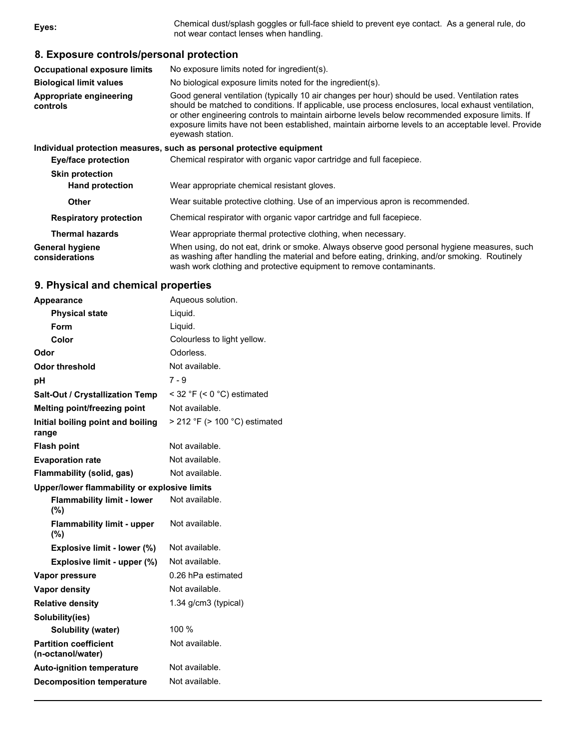**Eyes:** Chemical dust/splash goggles or full-face shield to prevent eye contact. As a general rule, do not wear contact lenses when handling.

## 8. Exposure controls/personal protection

| | |
|---|---|
| **Occupational exposure limits** | No exposure limits noted for ingredient(s). |
| **Biological limit values** | No biological exposure limits noted for the ingredient(s). |
| **Appropriate engineering controls** | Good general ventilation (typically 10 air changes per hour) should be used. Ventilation rates should be matched to conditions. If applicable, use process enclosures, local exhaust ventilation, or other engineering controls to maintain airborne levels below recommended exposure limits. If exposure limits have not been established, maintain airborne levels to an acceptable level. Provide eyewash station. |

**Individual protection measures, such as personal protective equipment**

| | |
|---|---|
| **Eye/face protection** | Chemical respirator with organic vapor cartridge and full facepiece. |
| **Skin protection** | |
| **Hand protection** | Wear appropriate chemical resistant gloves. |
| **Other** | Wear suitable protective clothing. Use of an impervious apron is recommended. |
| **Respiratory protection** | Chemical respirator with organic vapor cartridge and full facepiece. |
| **Thermal hazards** | Wear appropriate thermal protective clothing, when necessary. |
| **General hygiene considerations** | When using, do not eat, drink or smoke. Always observe good personal hygiene measures, such as washing after handling the material and before eating, drinking, and/or smoking. Routinely wash work clothing and protective equipment to remove contaminants. |

## 9. Physical and chemical properties

| | |
|---|---|
| **Appearance** | Aqueous solution. |
| **Physical state** | Liquid. |
| **Form** | Liquid. |
| **Color** | Colourless to light yellow. |
| **Odor** | Odorless. |
| **Odor threshold** | Not available. |
| **pH** | 7 - 9 |
| **Salt-Out / Crystallization Temp** | < 32 °F (< 0 °C) estimated |
| **Melting point/freezing point** | Not available. |
| **Initial boiling point and boiling range** | > 212 °F (> 100 °C) estimated |
| **Flash point** | Not available. |
| **Evaporation rate** | Not available. |
| **Flammability (solid, gas)** | Not available. |
| **Upper/lower flammability or explosive limits** | |
| **Flammability limit - lower (%)** | Not available. |
| **Flammability limit - upper (%)** | Not available. |
| **Explosive limit - lower (%)** | Not available. |
| **Explosive limit - upper (%)** | Not available. |
| **Vapor pressure** | 0.26 hPa estimated |
| **Vapor density** | Not available. |
| **Relative density** | 1.34 g/cm3 (typical) |
| **Solubility(ies)** | |
| **Solubility (water)** | 100 % |
| **Partition coefficient (n-octanol/water)** | Not available. |
| **Auto-ignition temperature** | Not available. |
| **Decomposition temperature** | Not available. |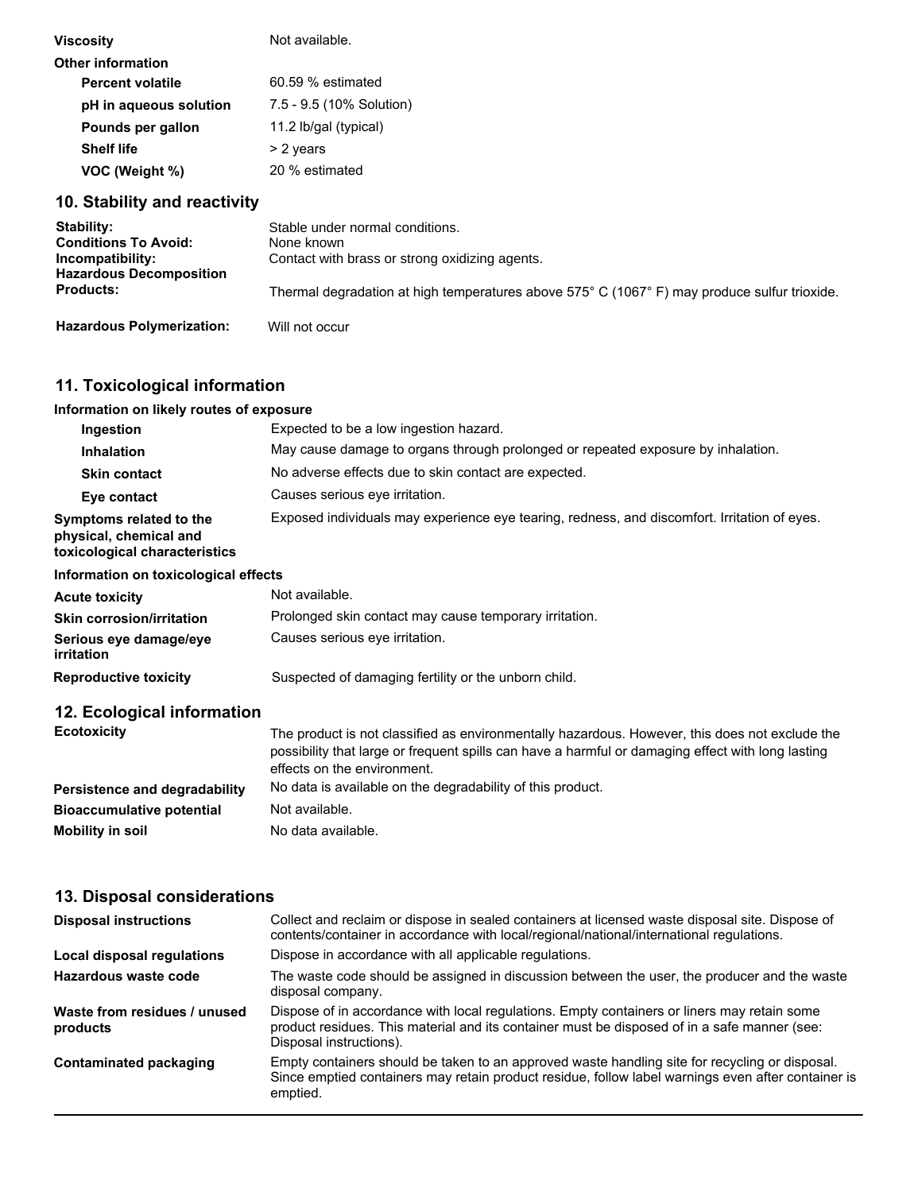| | |
|---|---|
| **Viscosity** | Not available. |
| **Other information** | |
| **Percent volatile** | 60.59 % estimated |
| **pH in aqueous solution** | 7.5 - 9.5 (10% Solution) |
| **Pounds per gallon** | 11.2 lb/gal (typical) |
| **Shelf life** | > 2 years |
| **VOC (Weight %)** | 20 % estimated |

## 10. Stability and reactivity

| | |
|---|---|
| **Stability:** | Stable under normal conditions. |
| **Conditions To Avoid:** | None known |
| **Incompatibility:** | Contact with brass or strong oxidizing agents. |
| **Hazardous Decomposition Products:** | Thermal degradation at high temperatures above 575° C (1067° F) may produce sulfur trioxide. |
| **Hazardous Polymerization:** | Will not occur |

## 11. Toxicological information

**Information on likely routes of exposure**

| | |
|---|---|
| **Ingestion** | Expected to be a low ingestion hazard. |
| **Inhalation** | May cause damage to organs through prolonged or repeated exposure by inhalation. |
| **Skin contact** | No adverse effects due to skin contact are expected. |
| **Eye contact** | Causes serious eye irritation. |
| **Symptoms related to the physical, chemical and toxicological characteristics** | Exposed individuals may experience eye tearing, redness, and discomfort. Irritation of eyes. |

**Information on toxicological effects**

| | |
|---|---|
| **Acute toxicity** | Not available. |
| **Skin corrosion/irritation** | Prolonged skin contact may cause temporary irritation. |
| **Serious eye damage/eye irritation** | Causes serious eye irritation. |
| **Reproductive toxicity** | Suspected of damaging fertility or the unborn child. |

## 12. Ecological information

| | |
|---|---|
| **Ecotoxicity** | The product is not classified as environmentally hazardous. However, this does not exclude the possibility that large or frequent spills can have a harmful or damaging effect with long lasting effects on the environment. |
| **Persistence and degradability** | No data is available on the degradability of this product. |
| **Bioaccumulative potential** | Not available. |
| **Mobility in soil** | No data available. |

## 13. Disposal considerations

| | |
|---|---|
| **Disposal instructions** | Collect and reclaim or dispose in sealed containers at licensed waste disposal site. Dispose of contents/container in accordance with local/regional/national/international regulations. |
| **Local disposal regulations** | Dispose in accordance with all applicable regulations. |
| **Hazardous waste code** | The waste code should be assigned in discussion between the user, the producer and the waste disposal company. |
| **Waste from residues / unused products** | Dispose of in accordance with local regulations. Empty containers or liners may retain some product residues. This material and its container must be disposed of in a safe manner (see: Disposal instructions). |
| **Contaminated packaging** | Empty containers should be taken to an approved waste handling site for recycling or disposal. Since emptied containers may retain product residue, follow label warnings even after container is emptied. |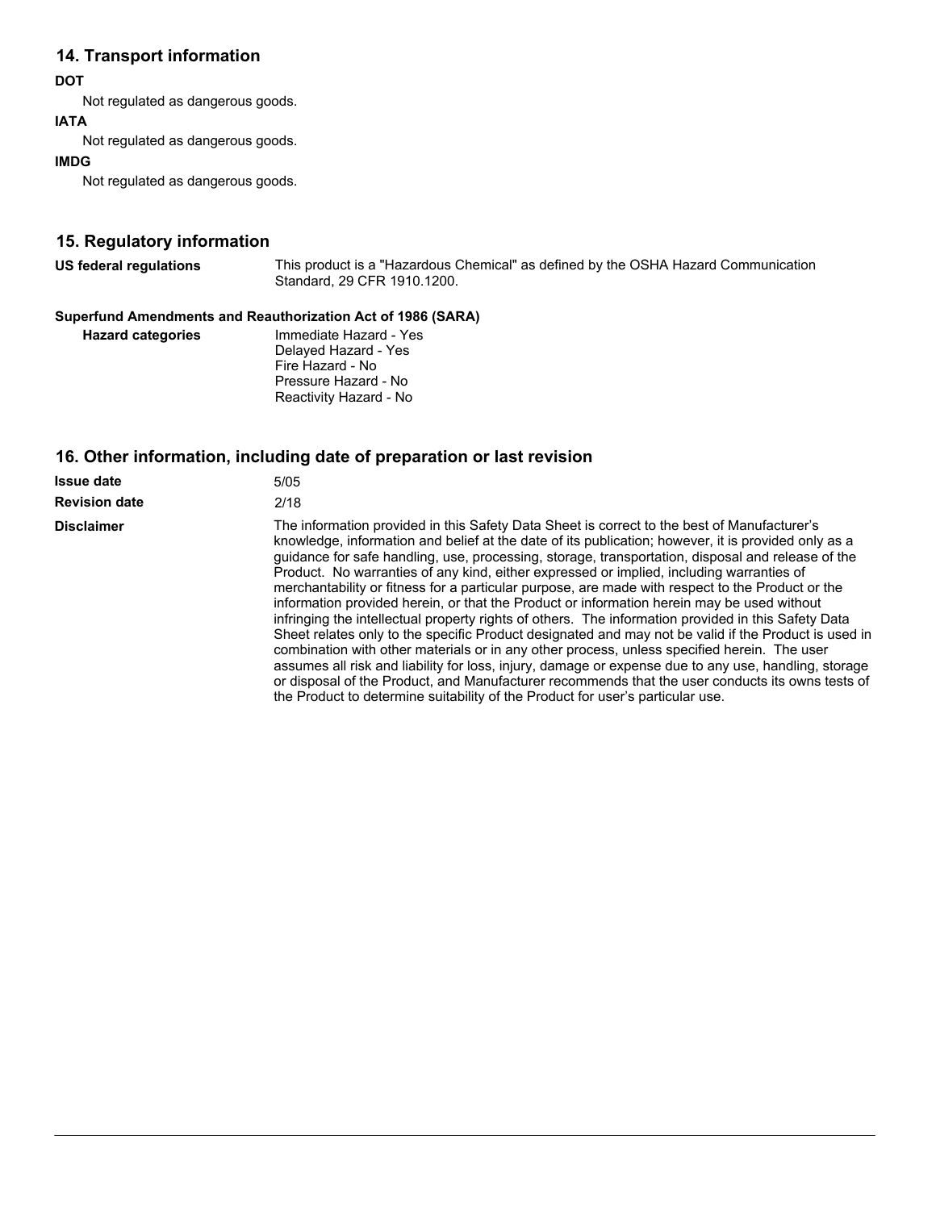## 14. Transport information

**DOT**

Not regulated as dangerous goods.

**IATA**

Not regulated as dangerous goods.

**IMDG**

Not regulated as dangerous goods.

## 15. Regulatory information

**US federal regulations** This product is a "Hazardous Chemical" as defined by the OSHA Hazard Communication Standard, 29 CFR 1910.1200.

**Superfund Amendments and Reauthorization Act of 1986 (SARA)**

**Hazard categories**

Immediate Hazard - Yes
Delayed Hazard - Yes
Fire Hazard - No
Pressure Hazard - No
Reactivity Hazard - No

## 16. Other information, including date of preparation or last revision

**Issue date** 5/05

**Revision date** 2/18

**Disclaimer** The information provided in this Safety Data Sheet is correct to the best of Manufacturer's knowledge, information and belief at the date of its publication; however, it is provided only as a guidance for safe handling, use, processing, storage, transportation, disposal and release of the Product. No warranties of any kind, either expressed or implied, including warranties of merchantability or fitness for a particular purpose, are made with respect to the Product or the information provided herein, or that the Product or information herein may be used without infringing the intellectual property rights of others. The information provided in this Safety Data Sheet relates only to the specific Product designated and may not be valid if the Product is used in combination with other materials or in any other process, unless specified herein. The user assumes all risk and liability for loss, injury, damage or expense due to any use, handling, storage or disposal of the Product, and Manufacturer recommends that the user conducts its owns tests of the Product to determine suitability of the Product for user's particular use.